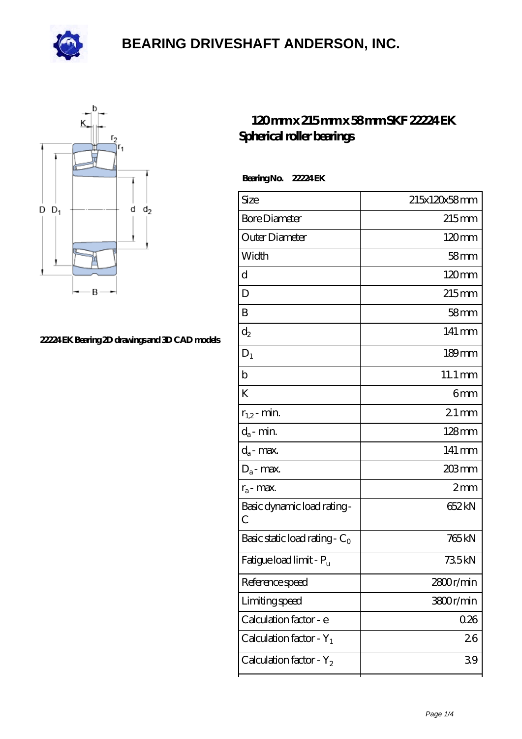# BEARING DRIVESHAFT ANDERSON, INC.

## 120 mm x 215 mm x 58 mm SKF 22224 EK Spherical roller bearings

22224 EK Bearing 2D drawings and 3D CAD models

**Bearing No.** 22224 EK

| | |
|---|---|
| Size | 215x120x58 mm |
| Bore Diameter | 215 mm |
| Outer Diameter | 120 mm |
| Width | 58 mm |
| d | 120 mm |
| D | 215 mm |
| B | 58 mm |
| $d_2$ | 141 mm |
| $D_1$ | 189 mm |
| b | 11.1 mm |
| K | 6 mm |
| $r_{1,2}$ - min. | 2.1 mm |
| $d_a$ - min. | 128 mm |
| $d_a$ - max. | 141 mm |
| $D_a$ - max. | 203 mm |
| $r_a$ - max. | 2 mm |
| Basic dynamic load rating - C | 652 kN |
| Basic static load rating - $C_0$ | 765 kN |
| Fatigue load limit - $P_u$ | 73.5 kN |
| Reference speed | 2800 r/min |
| Limiting speed | 3800 r/min |
| Calculation factor - e | 0.26 |
| Calculation factor - $Y_1$ | 2.6 |
| Calculation factor - $Y_2$ | 3.9 |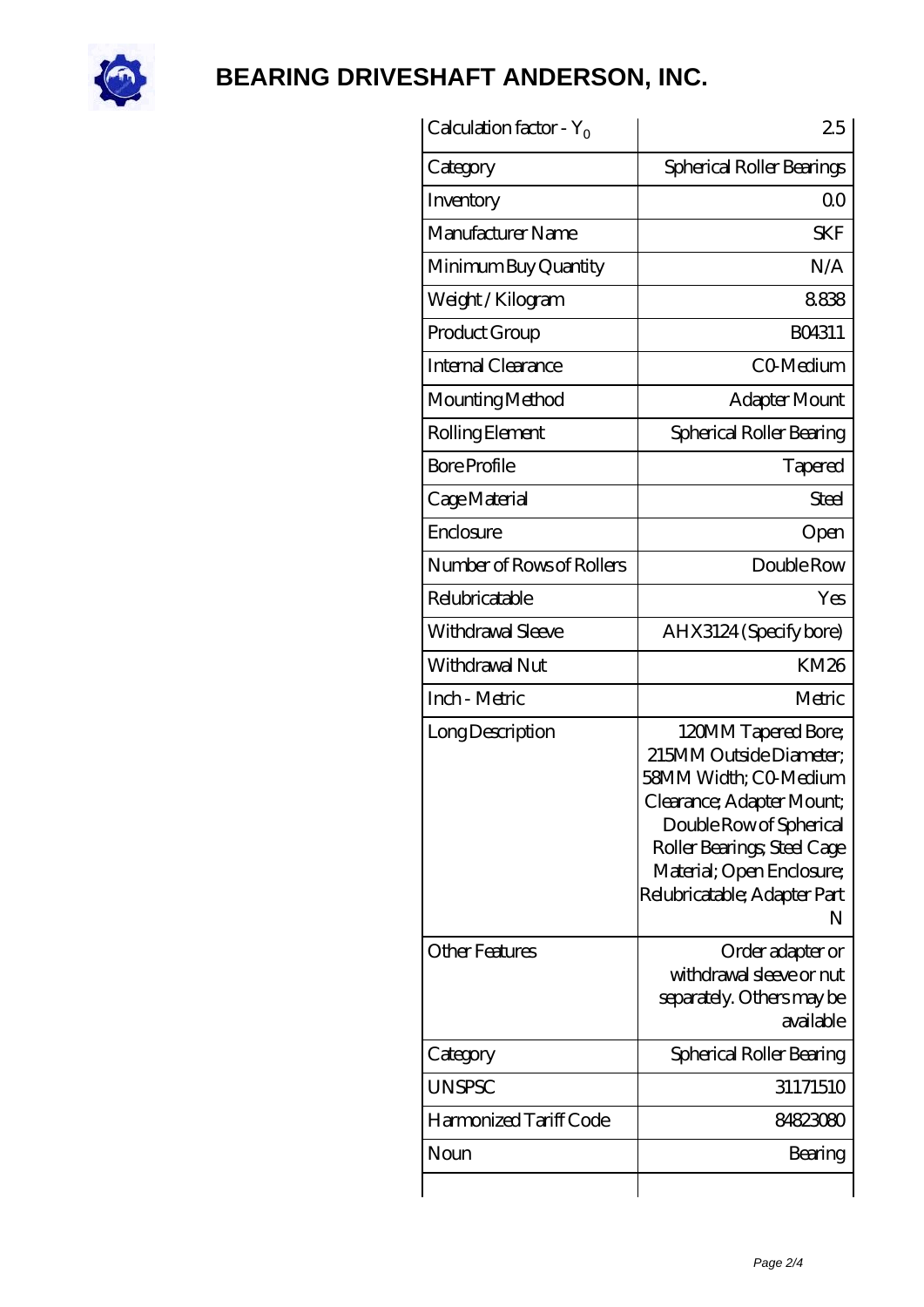| Calculation factor - $Y_0$ | 2.5 |
|---|---|
| Category | Spherical Roller Bearings |
| Inventory | 0.0 |
| Manufacturer Name | SKF |
| Minimum Buy Quantity | N/A |
| Weight / Kilogram | 8.838 |
| Product Group | B04311 |
| Internal Clearance | C0-Medium |
| Mounting Method | Adapter Mount |
| Rolling Element | Spherical Roller Bearing |
| Bore Profile | Tapered |
| Cage Material | Steel |
| Enclosure | Open |
| Number of Rows of Rollers | Double Row |
| Relubricatable | Yes |
| Withdrawal Sleeve | AHX3124 (Specify bore) |
| Withdrawal Nut | KM26 |
| Inch - Metric | Metric |
| Long Description | 120MM Tapered Bore; 215MM Outside Diameter; 58MM Width; C0-Medium Clearance; Adapter Mount; Double Row of Spherical Roller Bearings; Steel Cage Material; Open Enclosure; Relubricatable; Adapter Part N |
| Other Features | Order adapter or withdrawal sleeve or nut separately. Others may be available |
| Category | Spherical Roller Bearing |
| UNSPSC | 31171510 |
| Harmonized Tariff Code | 84823080 |
| Noun | Bearing |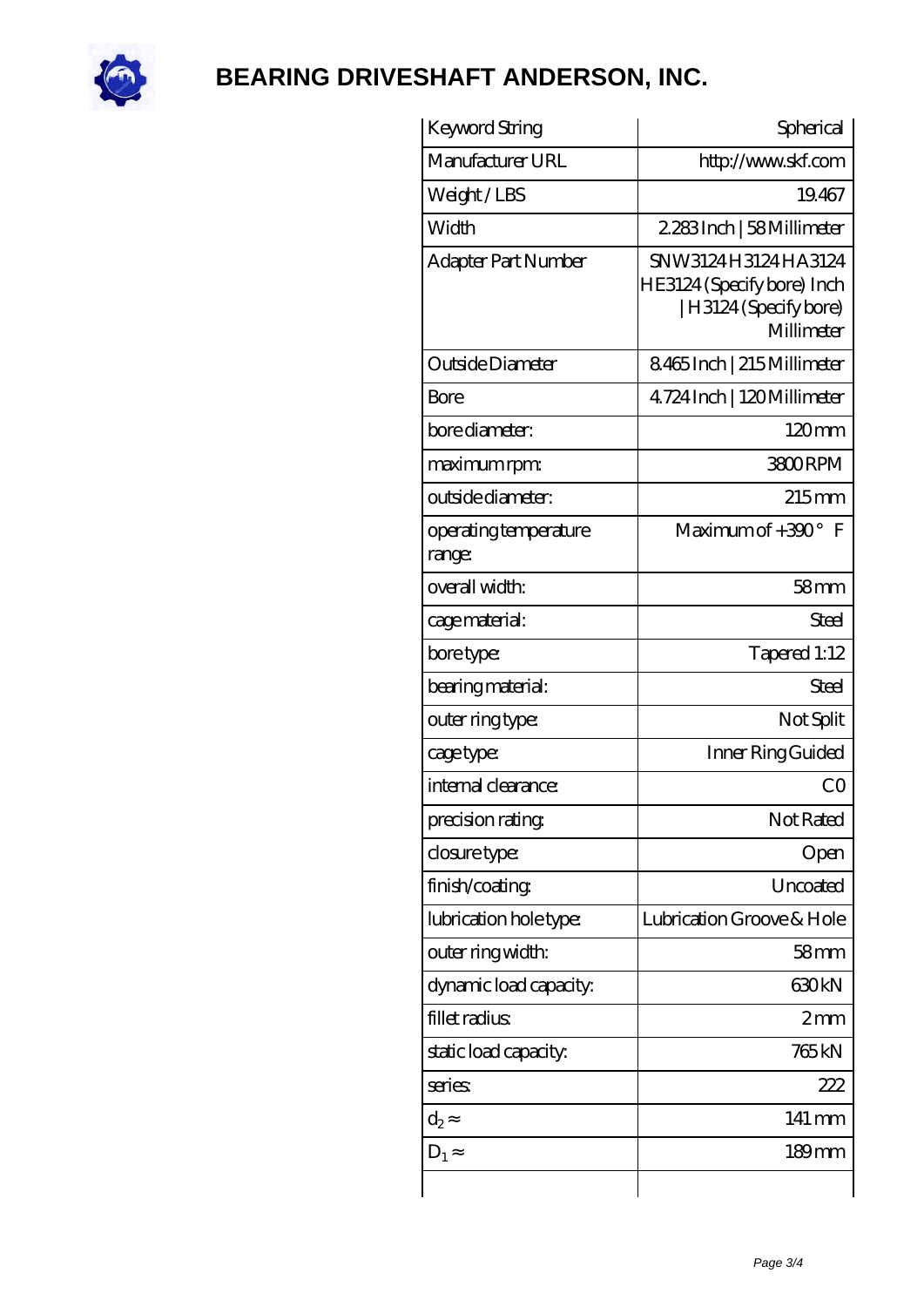# BEARING DRIVESHAFT ANDERSON, INC.

| | |
|---|---|
| Keyword String | Spherical |
| Manufacturer URL | http://www.skf.com |
| Weight / LBS | 19.467 |
| Width | 2.283 Inch \| 58 Millimeter |
| Adapter Part Number | SNW3124 H3124 HA3124 HE3124 (Specify bore) Inch \| H3124 (Specify bore) Millimeter |
| Outside Diameter | 8.465 Inch \| 215 Millimeter |
| Bore | 4.724 Inch \| 120 Millimeter |
| bore diameter: | 120 mm |
| maximum rpm: | 3800 RPM |
| outside diameter: | 215 mm |
| operating temperature range: | Maximum of +390 ° F |
| overall width: | 58 mm |
| cage material: | Steel |
| bore type: | Tapered 1:12 |
| bearing material: | Steel |
| outer ring type: | Not Split |
| cage type: | Inner Ring Guided |
| internal clearance: | C0 |
| precision rating: | Not Rated |
| closure type: | Open |
| finish/coating: | Uncoated |
| lubrication hole type: | Lubrication Groove & Hole |
| outer ring width: | 58 mm |
| dynamic load capacity: | 630 kN |
| fillet radius: | 2 mm |
| static load capacity: | 765 kN |
| series: | 222 |
| $d_2 \approx$ | 141 mm |
| $D_1 \approx$ | 189 mm |
| | |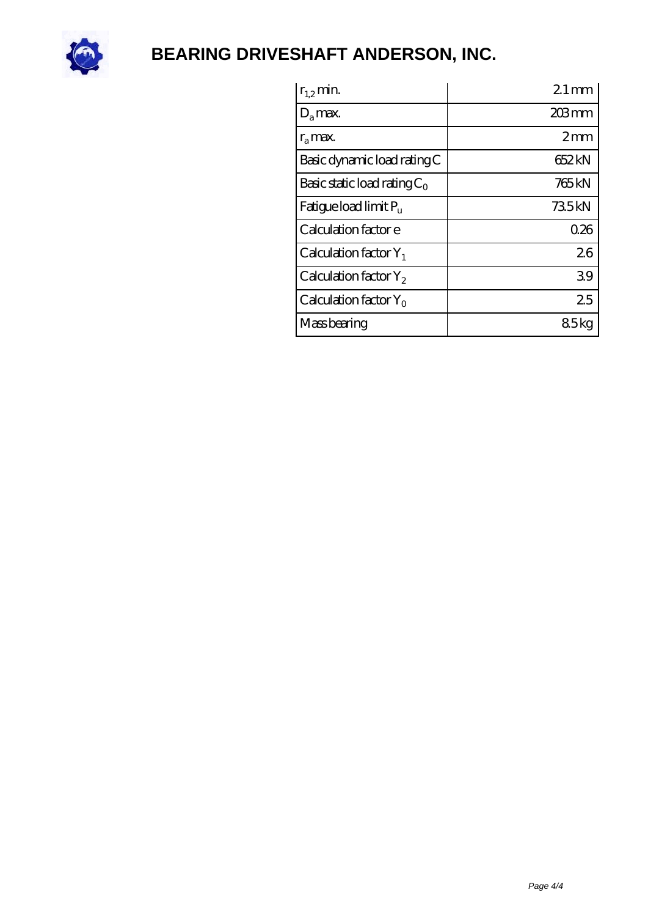| | |
|---|---|
| $r_{1,2}$ min. | 2.1 mm |
| $D_a$ max. | 203 mm |
| $r_a$ max. | 2 mm |
| Basic dynamic load rating C | 652 kN |
| Basic static load rating $C_0$ | 765 kN |
| Fatigue load limit $P_u$ | 73.5 kN |
| Calculation factor e | 0.26 |
| Calculation factor $Y_1$ | 2.6 |
| Calculation factor $Y_2$ | 3.9 |
| Calculation factor $Y_0$ | 2.5 |
| Mass bearing | 8.5 kg |